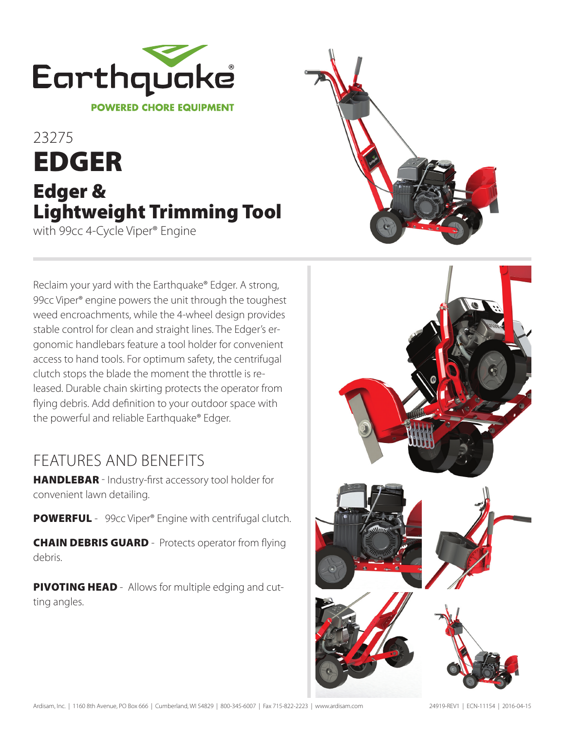Earthquake®

POWERED CHORE EQUIPMENT

23275

# EDGER

## Edger & Lightweight Trimming Tool

with 99cc 4-Cycle Viper® Engine

Reclaim your yard with the Earthquake® Edger. A strong, 99cc Viper® engine powers the unit through the toughest weed encroachments, while the 4-wheel design provides stable control for clean and straight lines. The Edger's ergonomic handlebars feature a tool holder for convenient access to hand tools. For optimum safety, the centrifugal clutch stops the blade the moment the throttle is released. Durable chain skirting protects the operator from flying debris. Add definition to your outdoor space with the powerful and reliable Earthquake® Edger.

## FEATURES AND BENEFITS

**HANDLEBAR** - Industry-first accessory tool holder for convenient lawn detailing.

**POWERFUL** - 99cc Viper® Engine with centrifugal clutch.

**CHAIN DEBRIS GUARD** - Protects operator from flying debris.

**PIVOTING HEAD** - Allows for multiple edging and cutting angles.

Ardisam, Inc. | 1160 8th Avenue, PO Box 666 | Cumberland, WI 54829 | 800-345-6007 | Fax 715-822-2223 | www.ardisam.com

24919-REV1 | ECN-11154 | 2016-04-15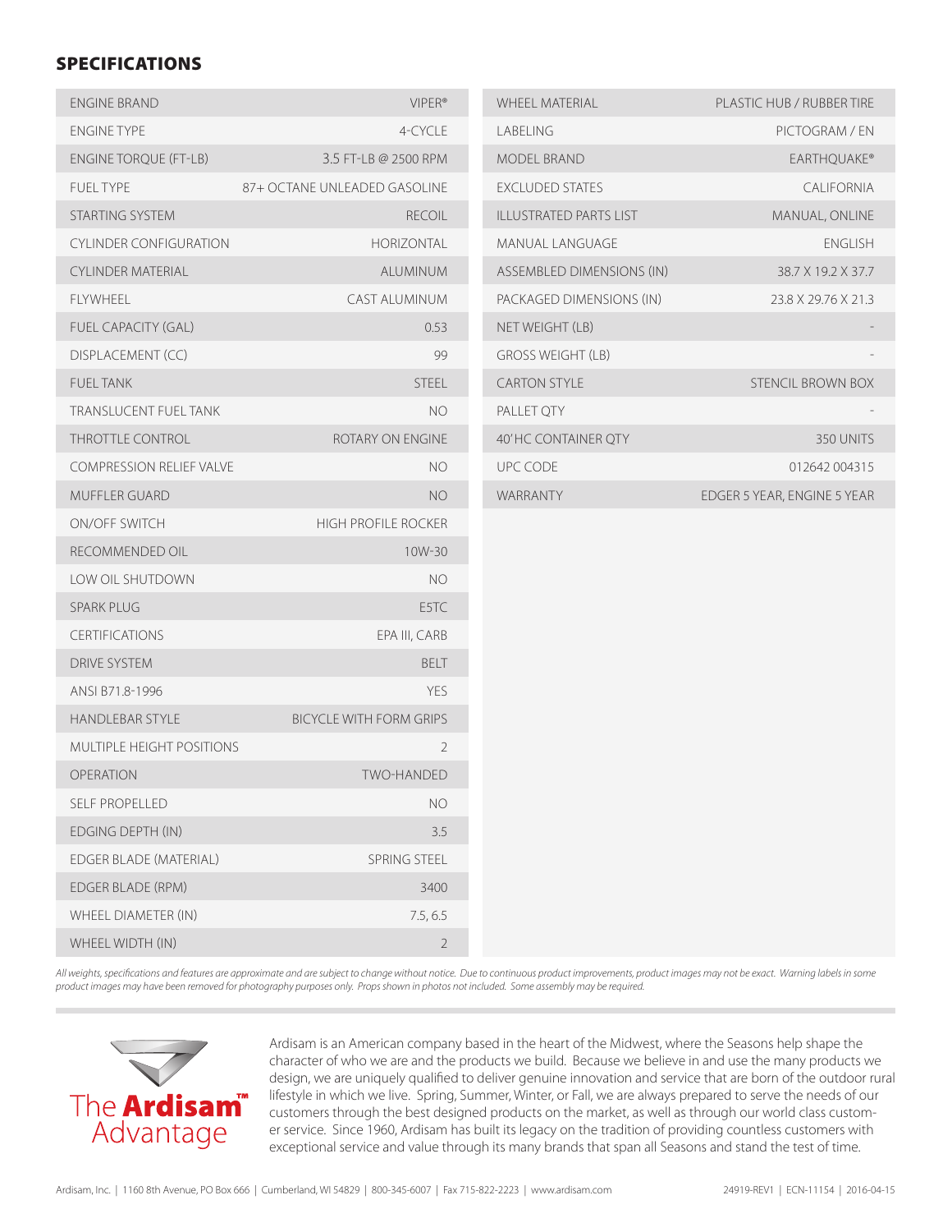## SPECIFICATIONS

| | |
|---|---|
| ENGINE BRAND | VIPER® |
| ENGINE TYPE | 4-CYCLE |
| ENGINE TORQUE (FT-LB) | 3.5 FT-LB @ 2500 RPM |
| FUEL TYPE | 87+ OCTANE UNLEADED GASOLINE |
| STARTING SYSTEM | RECOIL |
| CYLINDER CONFIGURATION | HORIZONTAL |
| CYLINDER MATERIAL | ALUMINUM |
| FLYWHEEL | CAST ALUMINUM |
| FUEL CAPACITY (GAL) | 0.53 |
| DISPLACEMENT (CC) | 99 |
| FUEL TANK | STEEL |
| TRANSLUCENT FUEL TANK | NO |
| THROTTLE CONTROL | ROTARY ON ENGINE |
| COMPRESSION RELIEF VALVE | NO |
| MUFFLER GUARD | NO |
| ON/OFF SWITCH | HIGH PROFILE ROCKER |
| RECOMMENDED OIL | 10W-30 |
| LOW OIL SHUTDOWN | NO |
| SPARK PLUG | E5TC |
| CERTIFICATIONS | EPA III, CARB |
| DRIVE SYSTEM | BELT |
| ANSI B71.8-1996 | YES |
| HANDLEBAR STYLE | BICYCLE WITH FORM GRIPS |
| MULTIPLE HEIGHT POSITIONS | 2 |
| OPERATION | TWO-HANDED |
| SELF PROPELLED | NO |
| EDGING DEPTH (IN) | 3.5 |
| EDGER BLADE (MATERIAL) | SPRING STEEL |
| EDGER BLADE (RPM) | 3400 |
| WHEEL DIAMETER (IN) | 7.5, 6.5 |
| WHEEL WIDTH (IN) | 2 |
| WHEEL MATERIAL | PLASTIC HUB / RUBBER TIRE |
| LABELING | PICTOGRAM / EN |
| MODEL BRAND | EARTHQUAKE® |
| EXCLUDED STATES | CALIFORNIA |
| ILLUSTRATED PARTS LIST | MANUAL, ONLINE |
| MANUAL LANGUAGE | ENGLISH |
| ASSEMBLED DIMENSIONS (IN) | 38.7 X 19.2 X 37.7 |
| PACKAGED DIMENSIONS (IN) | 23.8 X 29.76 X 21.3 |
| NET WEIGHT (LB) | - |
| GROSS WEIGHT (LB) | - |
| CARTON STYLE | STENCIL BROWN BOX |
| PALLET QTY | - |
| 40' HC CONTAINER QTY | 350 UNITS |
| UPC CODE | 012642 004315 |
| WARRANTY | EDGER 5 YEAR, ENGINE 5 YEAR |

*All weights, specifications and features are approximate and are subject to change without notice. Due to continuous product improvements, product images may not be exact. Warning labels in some product images may have been removed for photography purposes only. Props shown in photos not included. Some assembly may be required.*

The **Ardisam**™ Advantage

Ardisam is an American company based in the heart of the Midwest, where the Seasons help shape the character of who we are and the products we build. Because we believe in and use the many products we design, we are uniquely qualified to deliver genuine innovation and service that are born of the outdoor rural lifestyle in which we live. Spring, Summer, Winter, or Fall, we are always prepared to serve the needs of our customers through the best designed products on the market, as well as through our world class customer service. Since 1960, Ardisam has built its legacy on the tradition of providing countless customers with exceptional service and value through its many brands that span all Seasons and stand the test of time.

Ardisam, Inc. | 1160 8th Avenue, PO Box 666 | Cumberland, WI 54829 | 800-345-6007 | Fax 715-822-2223 | www.ardisam.com

24919-REV1 | ECN-11154 | 2016-04-15